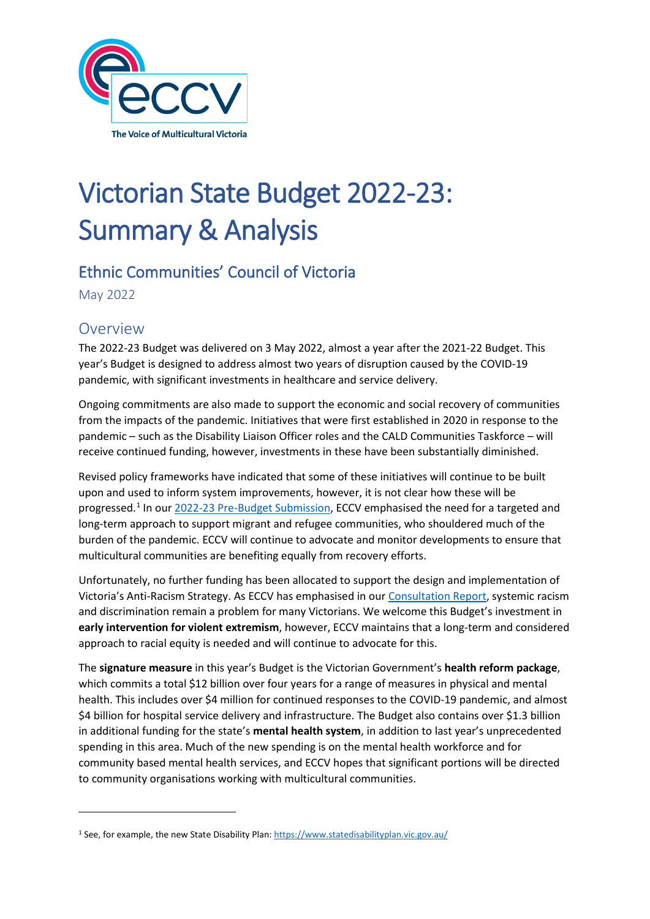# Victorian State Budget 2022-23: Summary & Analysis

## Ethnic Communities' Council of Victoria

May 2022

## Overview

The 2022-23 Budget was delivered on 3 May 2022, almost a year after the 2021-22 Budget. This year's Budget is designed to address almost two years of disruption caused by the COVID-19 pandemic, with significant investments in healthcare and service delivery.

Ongoing commitments are also made to support the economic and social recovery of communities from the impacts of the pandemic. Initiatives that were first established in 2020 in response to the pandemic – such as the Disability Liaison Officer roles and the CALD Communities Taskforce – will receive continued funding, however, investments in these have been substantially diminished.

Revised policy frameworks have indicated that some of these initiatives will continue to be built upon and used to inform system improvements, however, it is not clear how these will be progressed.[1] In our 2022-23 Pre-Budget Submission, ECCV emphasised the need for a targeted and long-term approach to support migrant and refugee communities, who shouldered much of the burden of the pandemic. ECCV will continue to advocate and monitor developments to ensure that multicultural communities are benefiting equally from recovery efforts.

Unfortunately, no further funding has been allocated to support the design and implementation of Victoria's Anti-Racism Strategy. As ECCV has emphasised in our Consultation Report, systemic racism and discrimination remain a problem for many Victorians. We welcome this Budget's investment in **early intervention for violent extremism**, however, ECCV maintains that a long-term and considered approach to racial equity is needed and will continue to advocate for this.

The **signature measure** in this year's Budget is the Victorian Government's **health reform package**, which commits a total $12 billion over four years for a range of measures in physical and mental health. This includes over $4 million for continued responses to the COVID-19 pandemic, and almost $4 billion for hospital service delivery and infrastructure. The Budget also contains over $1.3 billion in additional funding for the state's **mental health system**, in addition to last year's unprecedented spending in this area. Much of the new spending is on the mental health workforce and for community based mental health services, and ECCV hopes that significant portions will be directed to community organisations working with multicultural communities.

---

[1] See, for example, the new State Disability Plan: https://www.statedisabilityplan.vic.gov.au/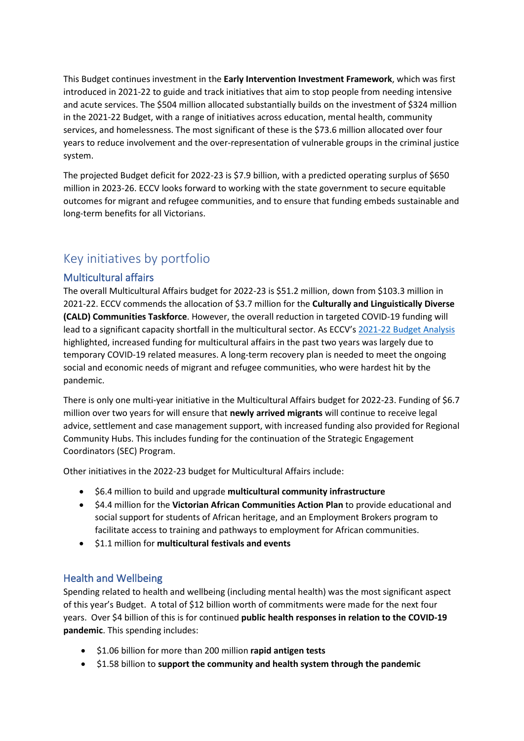This Budget continues investment in the **Early Intervention Investment Framework**, which was first introduced in 2021-22 to guide and track initiatives that aim to stop people from needing intensive and acute services. The $504 million allocated substantially builds on the investment of $324 million in the 2021-22 Budget, with a range of initiatives across education, mental health, community services, and homelessness. The most significant of these is the $73.6 million allocated over four years to reduce involvement and the over-representation of vulnerable groups in the criminal justice system.

The projected Budget deficit for 2022-23 is $7.9 billion, with a predicted operating surplus of $650 million in 2023-26. ECCV looks forward to working with the state government to secure equitable outcomes for migrant and refugee communities, and to ensure that funding embeds sustainable and long-term benefits for all Victorians.

## Key initiatives by portfolio

### Multicultural affairs

The overall Multicultural Affairs budget for 2022-23 is $51.2 million, down from $103.3 million in 2021-22. ECCV commends the allocation of $3.7 million for the **Culturally and Linguistically Diverse (CALD) Communities Taskforce**. However, the overall reduction in targeted COVID-19 funding will lead to a significant capacity shortfall in the multicultural sector. As ECCV's 2021-22 Budget Analysis highlighted, increased funding for multicultural affairs in the past two years was largely due to temporary COVID-19 related measures. A long-term recovery plan is needed to meet the ongoing social and economic needs of migrant and refugee communities, who were hardest hit by the pandemic.

There is only one multi-year initiative in the Multicultural Affairs budget for 2022-23. Funding of $6.7 million over two years for will ensure that **newly arrived migrants** will continue to receive legal advice, settlement and case management support, with increased funding also provided for Regional Community Hubs. This includes funding for the continuation of the Strategic Engagement Coordinators (SEC) Program.

Other initiatives in the 2022-23 budget for Multicultural Affairs include:

- $6.4 million to build and upgrade **multicultural community infrastructure**
- $4.4 million for the **Victorian African Communities Action Plan** to provide educational and social support for students of African heritage, and an Employment Brokers program to facilitate access to training and pathways to employment for African communities.
- $1.1 million for **multicultural festivals and events**

### Health and Wellbeing

Spending related to health and wellbeing (including mental health) was the most significant aspect of this year's Budget. A total of $12 billion worth of commitments were made for the next four years. Over $4 billion of this is for continued **public health responses in relation to the COVID-19 pandemic**. This spending includes:

- $1.06 billion for more than 200 million **rapid antigen tests**
- $1.58 billion to **support the community and health system through the pandemic**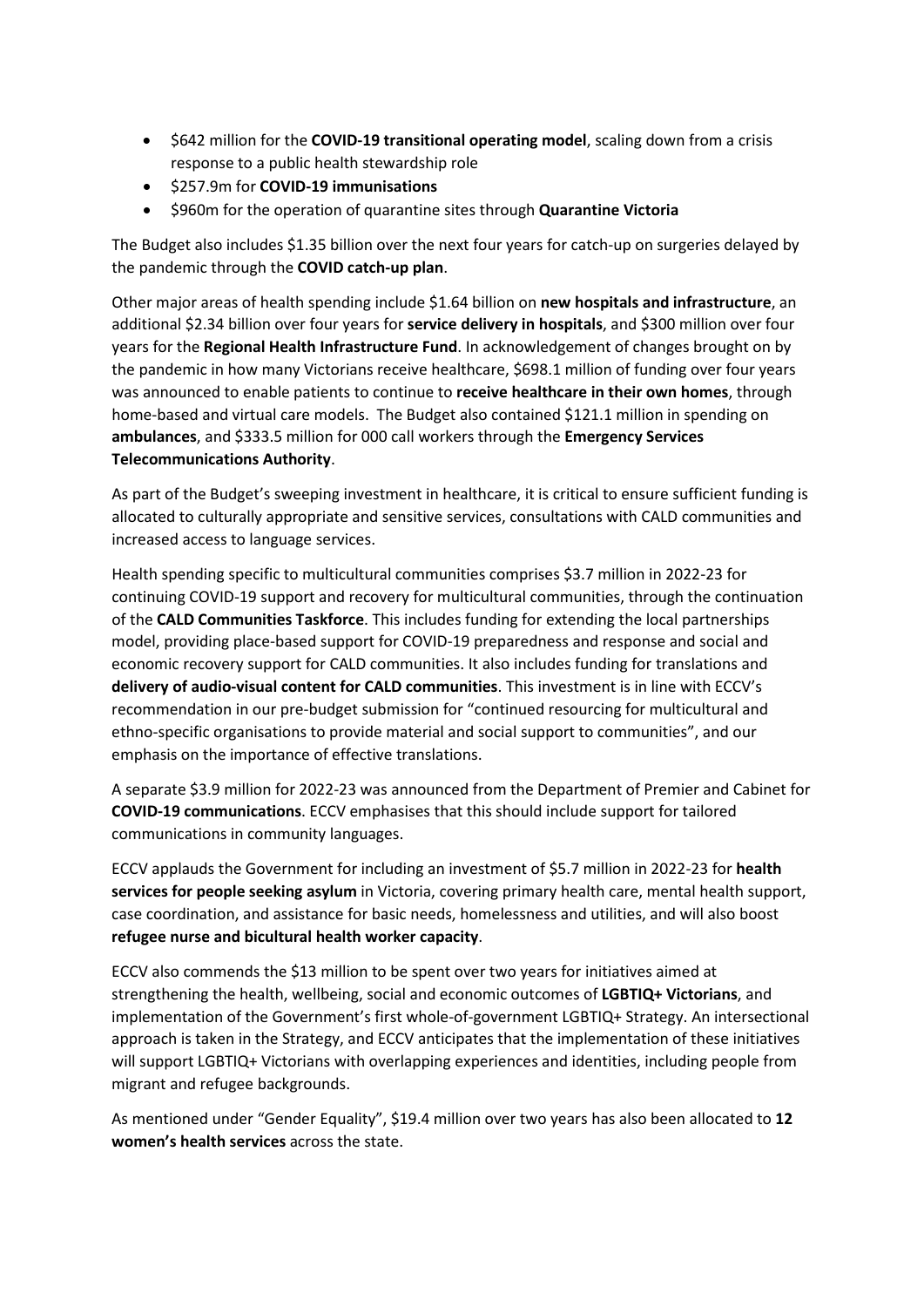- \$642 million for the **COVID-19 transitional operating model**, scaling down from a crisis response to a public health stewardship role
- \$257.9m for **COVID-19 immunisations**
- \$960m for the operation of quarantine sites through **Quarantine Victoria**

The Budget also includes \$1.35 billion over the next four years for catch-up on surgeries delayed by the pandemic through the **COVID catch-up plan**.

Other major areas of health spending include \$1.64 billion on **new hospitals and infrastructure**, an additional \$2.34 billion over four years for **service delivery in hospitals**, and \$300 million over four years for the **Regional Health Infrastructure Fund**. In acknowledgement of changes brought on by the pandemic in how many Victorians receive healthcare, \$698.1 million of funding over four years was announced to enable patients to continue to **receive healthcare in their own homes**, through home-based and virtual care models. The Budget also contained \$121.1 million in spending on **ambulances**, and \$333.5 million for 000 call workers through the **Emergency Services Telecommunications Authority**.

As part of the Budget's sweeping investment in healthcare, it is critical to ensure sufficient funding is allocated to culturally appropriate and sensitive services, consultations with CALD communities and increased access to language services.

Health spending specific to multicultural communities comprises \$3.7 million in 2022-23 for continuing COVID-19 support and recovery for multicultural communities, through the continuation of the **CALD Communities Taskforce**. This includes funding for extending the local partnerships model, providing place-based support for COVID-19 preparedness and response and social and economic recovery support for CALD communities. It also includes funding for translations and **delivery of audio-visual content for CALD communities**. This investment is in line with ECCV's recommendation in our pre-budget submission for "continued resourcing for multicultural and ethno-specific organisations to provide material and social support to communities", and our emphasis on the importance of effective translations.

A separate \$3.9 million for 2022-23 was announced from the Department of Premier and Cabinet for **COVID-19 communications**. ECCV emphasises that this should include support for tailored communications in community languages.

ECCV applauds the Government for including an investment of \$5.7 million in 2022-23 for **health services for people seeking asylum** in Victoria, covering primary health care, mental health support, case coordination, and assistance for basic needs, homelessness and utilities, and will also boost **refugee nurse and bicultural health worker capacity**.

ECCV also commends the \$13 million to be spent over two years for initiatives aimed at strengthening the health, wellbeing, social and economic outcomes of **LGBTIQ+ Victorians**, and implementation of the Government's first whole-of-government LGBTIQ+ Strategy. An intersectional approach is taken in the Strategy, and ECCV anticipates that the implementation of these initiatives will support LGBTIQ+ Victorians with overlapping experiences and identities, including people from migrant and refugee backgrounds.

As mentioned under "Gender Equality", \$19.4 million over two years has also been allocated to **12 women's health services** across the state.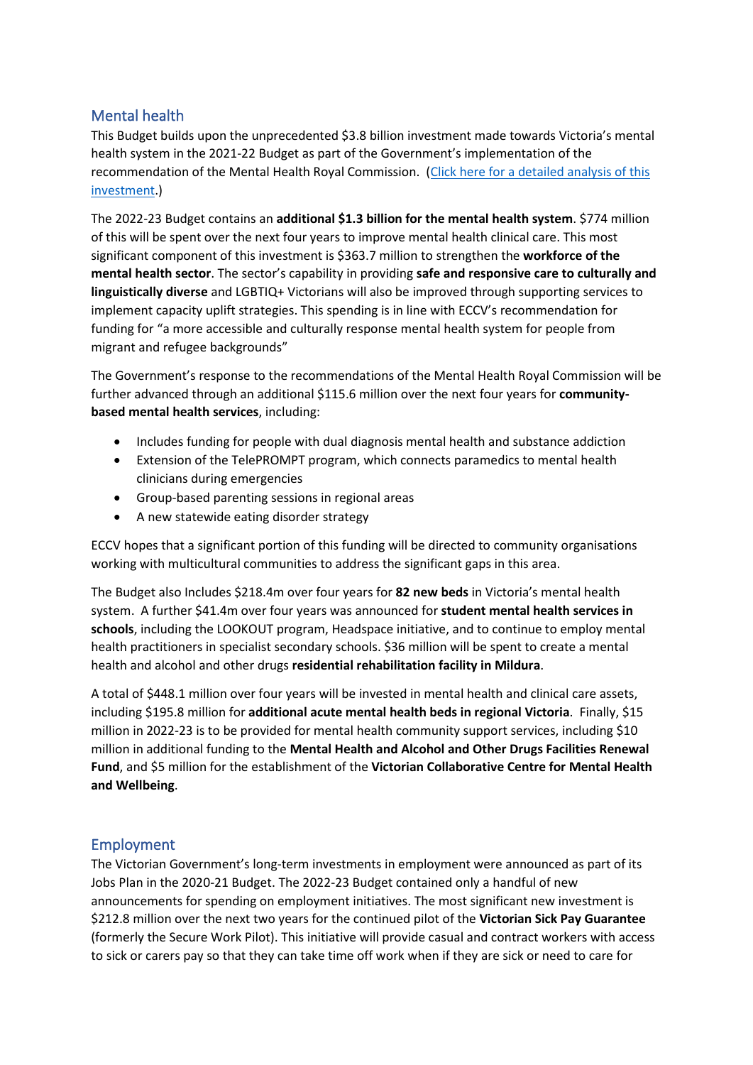## Mental health

This Budget builds upon the unprecedented $3.8 billion investment made towards Victoria's mental health system in the 2021-22 Budget as part of the Government's implementation of the recommendation of the Mental Health Royal Commission. ([Click here for a detailed analysis of this investment](#).)

The 2022-23 Budget contains an **additional $1.3 billion for the mental health system**. $774 million of this will be spent over the next four years to improve mental health clinical care. This most significant component of this investment is $363.7 million to strengthen the **workforce of the mental health sector**. The sector's capability in providing **safe and responsive care to culturally and linguistically diverse** and LGBTIQ+ Victorians will also be improved through supporting services to implement capacity uplift strategies. This spending is in line with ECCV's recommendation for funding for "a more accessible and culturally response mental health system for people from migrant and refugee backgrounds"

The Government's response to the recommendations of the Mental Health Royal Commission will be further advanced through an additional $115.6 million over the next four years for **community-based mental health services**, including:

- Includes funding for people with dual diagnosis mental health and substance addiction
- Extension of the TelePROMPT program, which connects paramedics to mental health clinicians during emergencies
- Group-based parenting sessions in regional areas
- A new statewide eating disorder strategy

ECCV hopes that a significant portion of this funding will be directed to community organisations working with multicultural communities to address the significant gaps in this area.

The Budget also Includes $218.4m over four years for **82 new beds** in Victoria's mental health system. A further $41.4m over four years was announced for **student mental health services in schools**, including the LOOKOUT program, Headspace initiative, and to continue to employ mental health practitioners in specialist secondary schools. $36 million will be spent to create a mental health and alcohol and other drugs **residential rehabilitation facility in Mildura**.

A total of $448.1 million over four years will be invested in mental health and clinical care assets, including $195.8 million for **additional acute mental health beds in regional Victoria**. Finally, $15 million in 2022-23 is to be provided for mental health community support services, including $10 million in additional funding to the **Mental Health and Alcohol and Other Drugs Facilities Renewal Fund**, and $5 million for the establishment of the **Victorian Collaborative Centre for Mental Health and Wellbeing**.

## Employment

The Victorian Government's long-term investments in employment were announced as part of its Jobs Plan in the 2020-21 Budget. The 2022-23 Budget contained only a handful of new announcements for spending on employment initiatives. The most significant new investment is $212.8 million over the next two years for the continued pilot of the **Victorian Sick Pay Guarantee** (formerly the Secure Work Pilot). This initiative will provide casual and contract workers with access to sick or carers pay so that they can take time off work when if they are sick or need to care for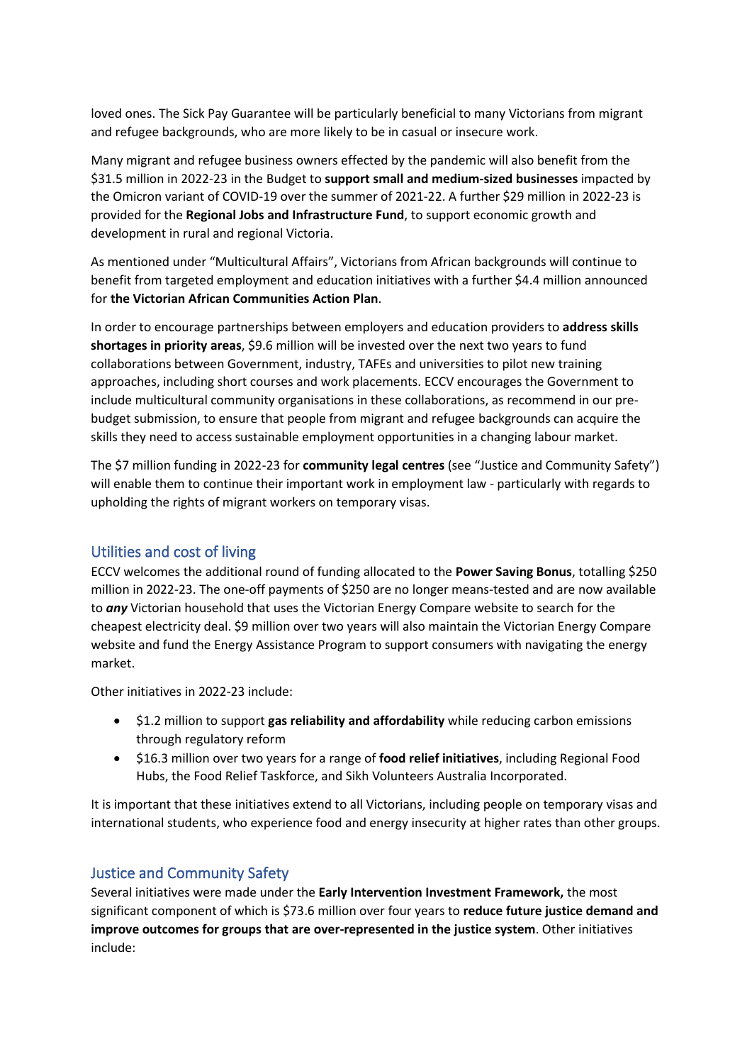loved ones. The Sick Pay Guarantee will be particularly beneficial to many Victorians from migrant and refugee backgrounds, who are more likely to be in casual or insecure work.

Many migrant and refugee business owners effected by the pandemic will also benefit from the $31.5 million in 2022-23 in the Budget to **support small and medium-sized businesses** impacted by the Omicron variant of COVID-19 over the summer of 2021-22. A further $29 million in 2022-23 is provided for the **Regional Jobs and Infrastructure Fund**, to support economic growth and development in rural and regional Victoria.

As mentioned under "Multicultural Affairs", Victorians from African backgrounds will continue to benefit from targeted employment and education initiatives with a further $4.4 million announced for **the Victorian African Communities Action Plan**.

In order to encourage partnerships between employers and education providers to **address skills shortages in priority areas**, $9.6 million will be invested over the next two years to fund collaborations between Government, industry, TAFEs and universities to pilot new training approaches, including short courses and work placements. ECCV encourages the Government to include multicultural community organisations in these collaborations, as recommend in our pre-budget submission, to ensure that people from migrant and refugee backgrounds can acquire the skills they need to access sustainable employment opportunities in a changing labour market.

The $7 million funding in 2022-23 for **community legal centres** (see "Justice and Community Safety") will enable them to continue their important work in employment law - particularly with regards to upholding the rights of migrant workers on temporary visas.

## Utilities and cost of living

ECCV welcomes the additional round of funding allocated to the **Power Saving Bonus**, totalling $250 million in 2022-23. The one-off payments of $250 are no longer means-tested and are now available to ***any*** Victorian household that uses the Victorian Energy Compare website to search for the cheapest electricity deal. $9 million over two years will also maintain the Victorian Energy Compare website and fund the Energy Assistance Program to support consumers with navigating the energy market.

Other initiatives in 2022-23 include:

- $1.2 million to support **gas reliability and affordability** while reducing carbon emissions through regulatory reform
- $16.3 million over two years for a range of **food relief initiatives**, including Regional Food Hubs, the Food Relief Taskforce, and Sikh Volunteers Australia Incorporated.

It is important that these initiatives extend to all Victorians, including people on temporary visas and international students, who experience food and energy insecurity at higher rates than other groups.

## Justice and Community Safety

Several initiatives were made under the **Early Intervention Investment Framework,** the most significant component of which is $73.6 million over four years to **reduce future justice demand and improve outcomes for groups that are over-represented in the justice system**. Other initiatives include: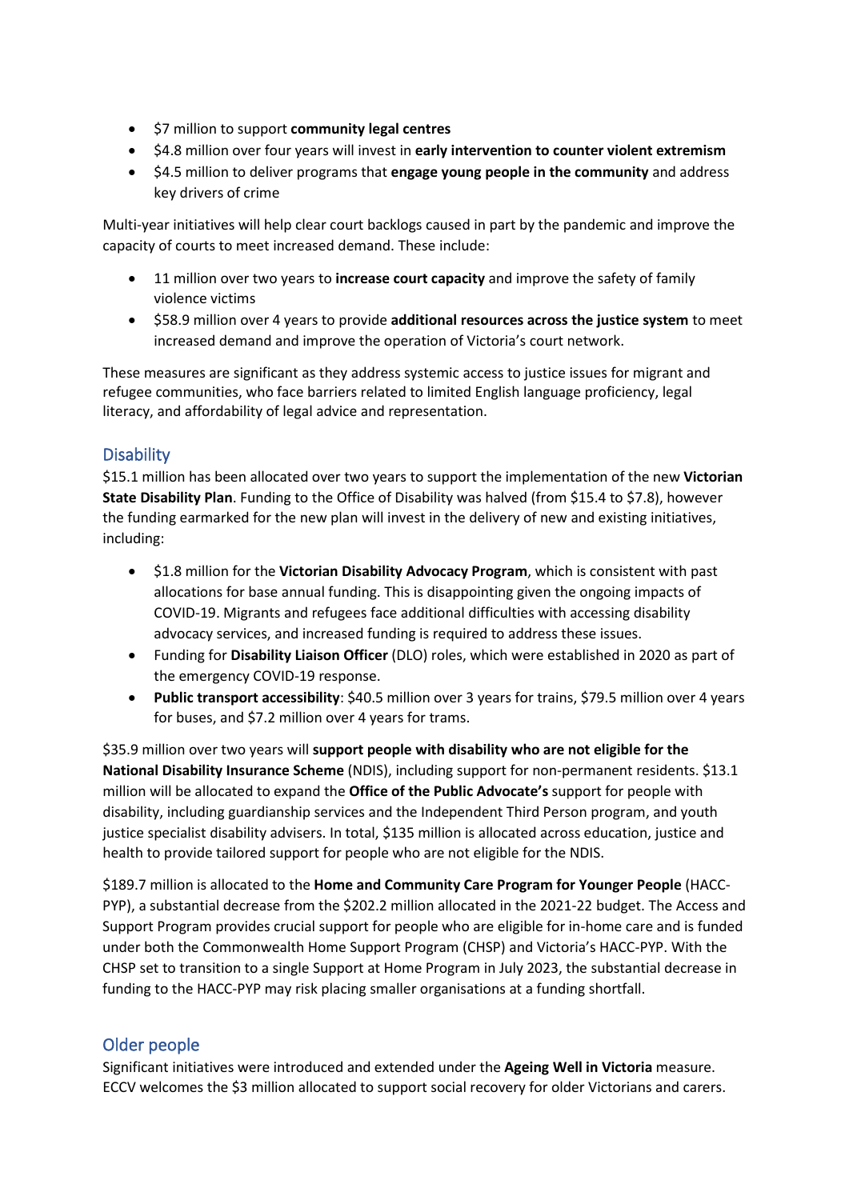- $7 million to support **community legal centres**
- $4.8 million over four years will invest in **early intervention to counter violent extremism**
- $4.5 million to deliver programs that **engage young people in the community** and address key drivers of crime

Multi-year initiatives will help clear court backlogs caused in part by the pandemic and improve the capacity of courts to meet increased demand. These include:

- 11 million over two years to **increase court capacity** and improve the safety of family violence victims
- $58.9 million over 4 years to provide **additional resources across the justice system** to meet increased demand and improve the operation of Victoria's court network.

These measures are significant as they address systemic access to justice issues for migrant and refugee communities, who face barriers related to limited English language proficiency, legal literacy, and affordability of legal advice and representation.

## Disability

$15.1 million has been allocated over two years to support the implementation of the new **Victorian State Disability Plan**. Funding to the Office of Disability was halved (from $15.4 to $7.8), however the funding earmarked for the new plan will invest in the delivery of new and existing initiatives, including:

- $1.8 million for the **Victorian Disability Advocacy Program**, which is consistent with past allocations for base annual funding. This is disappointing given the ongoing impacts of COVID-19. Migrants and refugees face additional difficulties with accessing disability advocacy services, and increased funding is required to address these issues.
- Funding for **Disability Liaison Officer** (DLO) roles, which were established in 2020 as part of the emergency COVID-19 response.
- **Public transport accessibility**: $40.5 million over 3 years for trains, $79.5 million over 4 years for buses, and $7.2 million over 4 years for trams.

$35.9 million over two years will **support people with disability who are not eligible for the National Disability Insurance Scheme** (NDIS), including support for non-permanent residents. $13.1 million will be allocated to expand the **Office of the Public Advocate's** support for people with disability, including guardianship services and the Independent Third Person program, and youth justice specialist disability advisers. In total, $135 million is allocated across education, justice and health to provide tailored support for people who are not eligible for the NDIS.

$189.7 million is allocated to the **Home and Community Care Program for Younger People** (HACC-PYP), a substantial decrease from the $202.2 million allocated in the 2021-22 budget. The Access and Support Program provides crucial support for people who are eligible for in-home care and is funded under both the Commonwealth Home Support Program (CHSP) and Victoria's HACC-PYP. With the CHSP set to transition to a single Support at Home Program in July 2023, the substantial decrease in funding to the HACC-PYP may risk placing smaller organisations at a funding shortfall.

## Older people

Significant initiatives were introduced and extended under the **Ageing Well in Victoria** measure. ECCV welcomes the $3 million allocated to support social recovery for older Victorians and carers.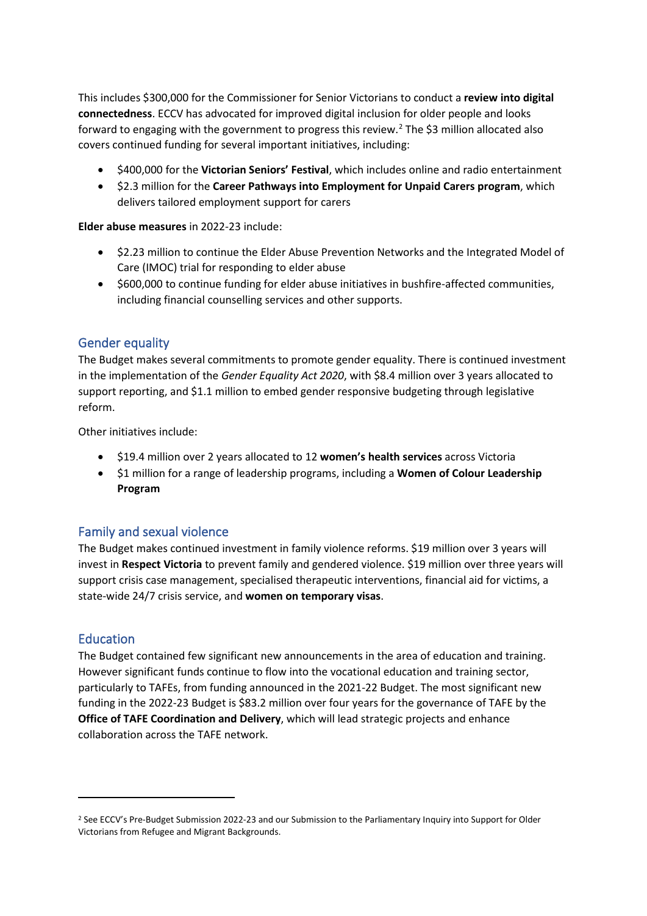This includes $300,000 for the Commissioner for Senior Victorians to conduct a **review into digital connectedness**. ECCV has advocated for improved digital inclusion for older people and looks forward to engaging with the government to progress this review.[2] The $3 million allocated also covers continued funding for several important initiatives, including:

- $400,000 for the **Victorian Seniors' Festival**, which includes online and radio entertainment
- $2.3 million for the **Career Pathways into Employment for Unpaid Carers program**, which delivers tailored employment support for carers

**Elder abuse measures** in 2022-23 include:

- $2.23 million to continue the Elder Abuse Prevention Networks and the Integrated Model of Care (IMOC) trial for responding to elder abuse
- $600,000 to continue funding for elder abuse initiatives in bushfire-affected communities, including financial counselling services and other supports.

## Gender equality

The Budget makes several commitments to promote gender equality. There is continued investment in the implementation of the *Gender Equality Act 2020*, with $8.4 million over 3 years allocated to support reporting, and $1.1 million to embed gender responsive budgeting through legislative reform.

Other initiatives include:

- $19.4 million over 2 years allocated to 12 **women's health services** across Victoria
- $1 million for a range of leadership programs, including a **Women of Colour Leadership Program**

## Family and sexual violence

The Budget makes continued investment in family violence reforms. $19 million over 3 years will invest in **Respect Victoria** to prevent family and gendered violence. $19 million over three years will support crisis case management, specialised therapeutic interventions, financial aid for victims, a state-wide 24/7 crisis service, and **women on temporary visas**.

## Education

The Budget contained few significant new announcements in the area of education and training. However significant funds continue to flow into the vocational education and training sector, particularly to TAFEs, from funding announced in the 2021-22 Budget. The most significant new funding in the 2022-23 Budget is $83.2 million over four years for the governance of TAFE by the **Office of TAFE Coordination and Delivery**, which will lead strategic projects and enhance collaboration across the TAFE network.

---

[2] See ECCV's Pre-Budget Submission 2022-23 and our Submission to the Parliamentary Inquiry into Support for Older Victorians from Refugee and Migrant Backgrounds.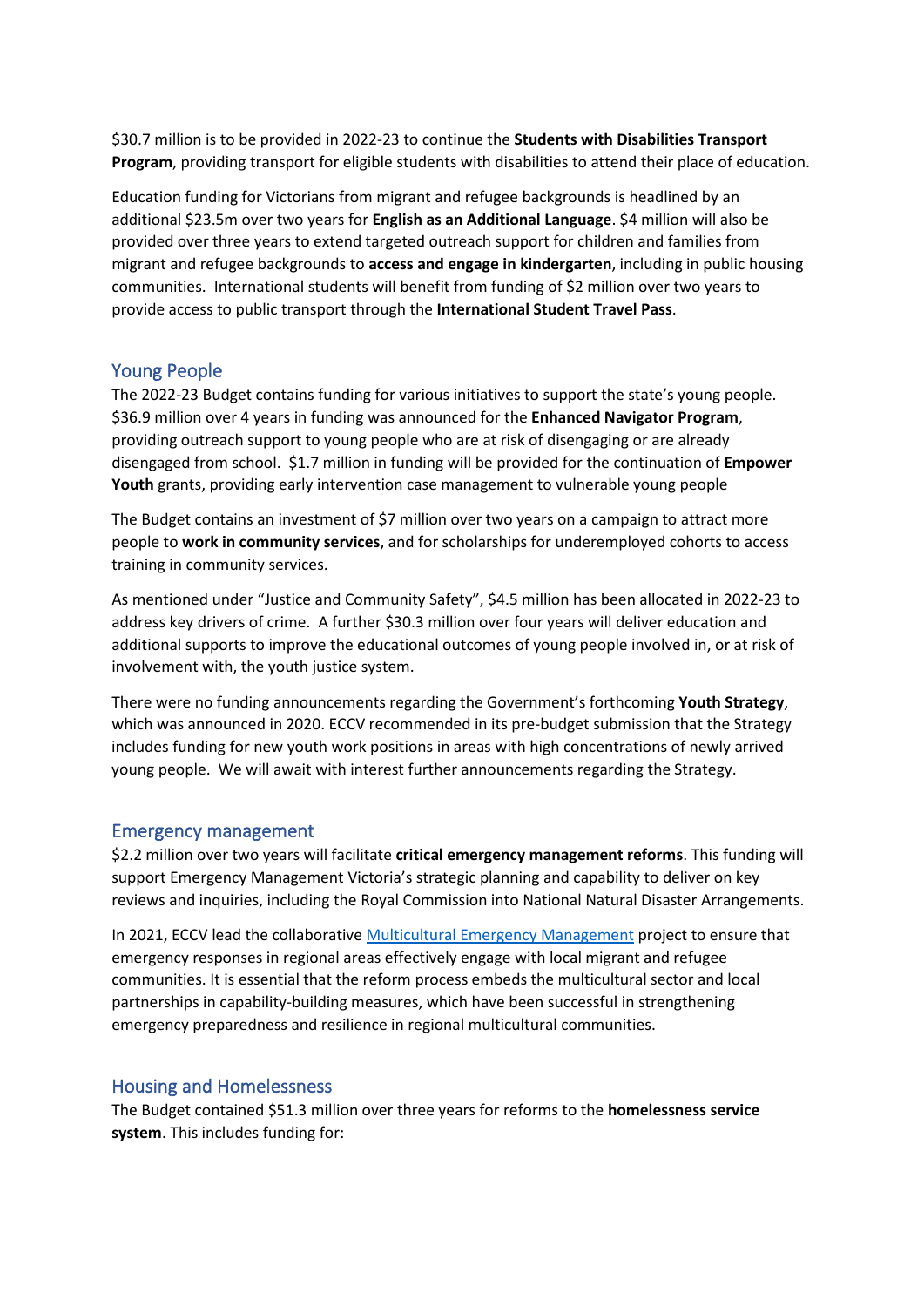$30.7 million is to be provided in 2022-23 to continue the **Students with Disabilities Transport Program**, providing transport for eligible students with disabilities to attend their place of education.

Education funding for Victorians from migrant and refugee backgrounds is headlined by an additional $23.5m over two years for **English as an Additional Language**. $4 million will also be provided over three years to extend targeted outreach support for children and families from migrant and refugee backgrounds to **access and engage in kindergarten**, including in public housing communities. International students will benefit from funding of $2 million over two years to provide access to public transport through the **International Student Travel Pass**.

## Young People

The 2022-23 Budget contains funding for various initiatives to support the state's young people. $36.9 million over 4 years in funding was announced for the **Enhanced Navigator Program**, providing outreach support to young people who are at risk of disengaging or are already disengaged from school. $1.7 million in funding will be provided for the continuation of **Empower Youth** grants, providing early intervention case management to vulnerable young people

The Budget contains an investment of $7 million over two years on a campaign to attract more people to **work in community services**, and for scholarships for underemployed cohorts to access training in community services.

As mentioned under "Justice and Community Safety", $4.5 million has been allocated in 2022-23 to address key drivers of crime. A further $30.3 million over four years will deliver education and additional supports to improve the educational outcomes of young people involved in, or at risk of involvement with, the youth justice system.

There were no funding announcements regarding the Government's forthcoming **Youth Strategy**, which was announced in 2020. ECCV recommended in its pre-budget submission that the Strategy includes funding for new youth work positions in areas with high concentrations of newly arrived young people. We will await with interest further announcements regarding the Strategy.

## Emergency management

$2.2 million over two years will facilitate **critical emergency management reforms**. This funding will support Emergency Management Victoria's strategic planning and capability to deliver on key reviews and inquiries, including the Royal Commission into National Natural Disaster Arrangements.

In 2021, ECCV lead the collaborative Multicultural Emergency Management project to ensure that emergency responses in regional areas effectively engage with local migrant and refugee communities. It is essential that the reform process embeds the multicultural sector and local partnerships in capability-building measures, which have been successful in strengthening emergency preparedness and resilience in regional multicultural communities.

## Housing and Homelessness

The Budget contained $51.3 million over three years for reforms to the **homelessness service system**. This includes funding for: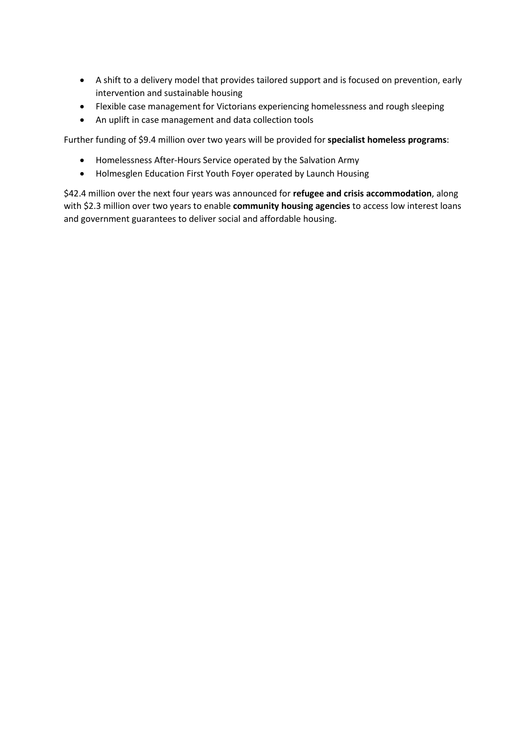- A shift to a delivery model that provides tailored support and is focused on prevention, early intervention and sustainable housing
- Flexible case management for Victorians experiencing homelessness and rough sleeping
- An uplift in case management and data collection tools

Further funding of $9.4 million over two years will be provided for **specialist homeless programs**:

- Homelessness After-Hours Service operated by the Salvation Army
- Holmesglen Education First Youth Foyer operated by Launch Housing

$42.4 million over the next four years was announced for **refugee and crisis accommodation**, along with $2.3 million over two years to enable **community housing agencies** to access low interest loans and government guarantees to deliver social and affordable housing.